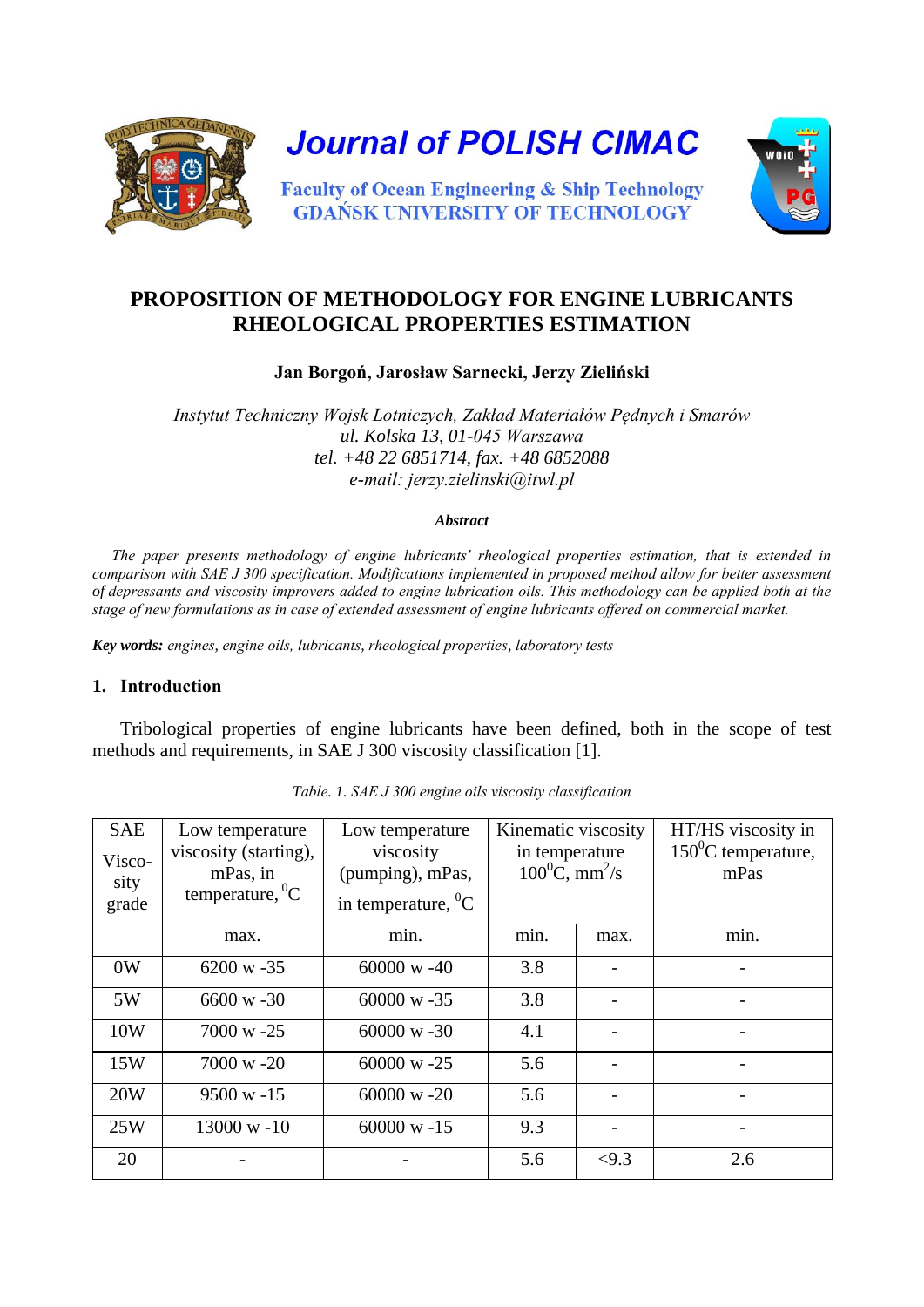Journal of POLISH CIMAC

Faculty of Ocean Engineering & Ship Technology
GDAŃSK UNIVERSITY OF TECHNOLOGY

# PROPOSITION OF METHODOLOGY FOR ENGINE LUBRICANTS RHEOLOGICAL PROPERTIES ESTIMATION

**Jan Borgoń, Jarosław Sarnecki, Jerzy Zieliński**

*Instytut Techniczny Wojsk Lotniczych, Zakład Materiałów Pędnych i Smarów*
*ul. Kolska 13, 01-045 Warszawa*
*tel. +48 22 6851714, fax. +48 6852088*
*e-mail: jerzy.zielinski@itwl.pl*

***Abstract***

*The paper presents methodology of engine lubricants' rheological properties estimation, that is extended in comparison with SAE J 300 specification. Modifications implemented in proposed method allow for better assessment of depressants and viscosity improvers added to engine lubrication oils. This methodology can be applied both at the stage of new formulations as in case of extended assessment of engine lubricants offered on commercial market.*

***Key words:*** *engines, engine oils, lubricants, rheological properties, laboratory tests*

## 1. Introduction

Tribological properties of engine lubricants have been defined, both in the scope of test methods and requirements, in SAE J 300 viscosity classification [1].

*Table. 1. SAE J 300 engine oils viscosity classification*

| SAE Visco-sity grade | Low temperature viscosity (starting), mPas, in temperature, $^0$C | Low temperature viscosity (pumping), mPas, in temperature, $^0$C | Kinematic viscosity in temperature 100$^0$C, mm$^2$/s | | HT/HS viscosity in 150$^0$C temperature, mPas |
|---|---|---|---|---|---|
| | max. | min. | min. | max. | min. |
| 0W | 6200 w -35 | 60000 w -40 | 3.8 | - | - |
| 5W | 6600 w -30 | 60000 w -35 | 3.8 | - | - |
| 10W | 7000 w -25 | 60000 w -30 | 4.1 | - | - |
| 15W | 7000 w -20 | 60000 w -25 | 5.6 | - | - |
| 20W | 9500 w -15 | 60000 w -20 | 5.6 | - | - |
| 25W | 13000 w -10 | 60000 w -15 | 9.3 | - | - |
| 20 | - | - | 5.6 | <9.3 | 2.6 |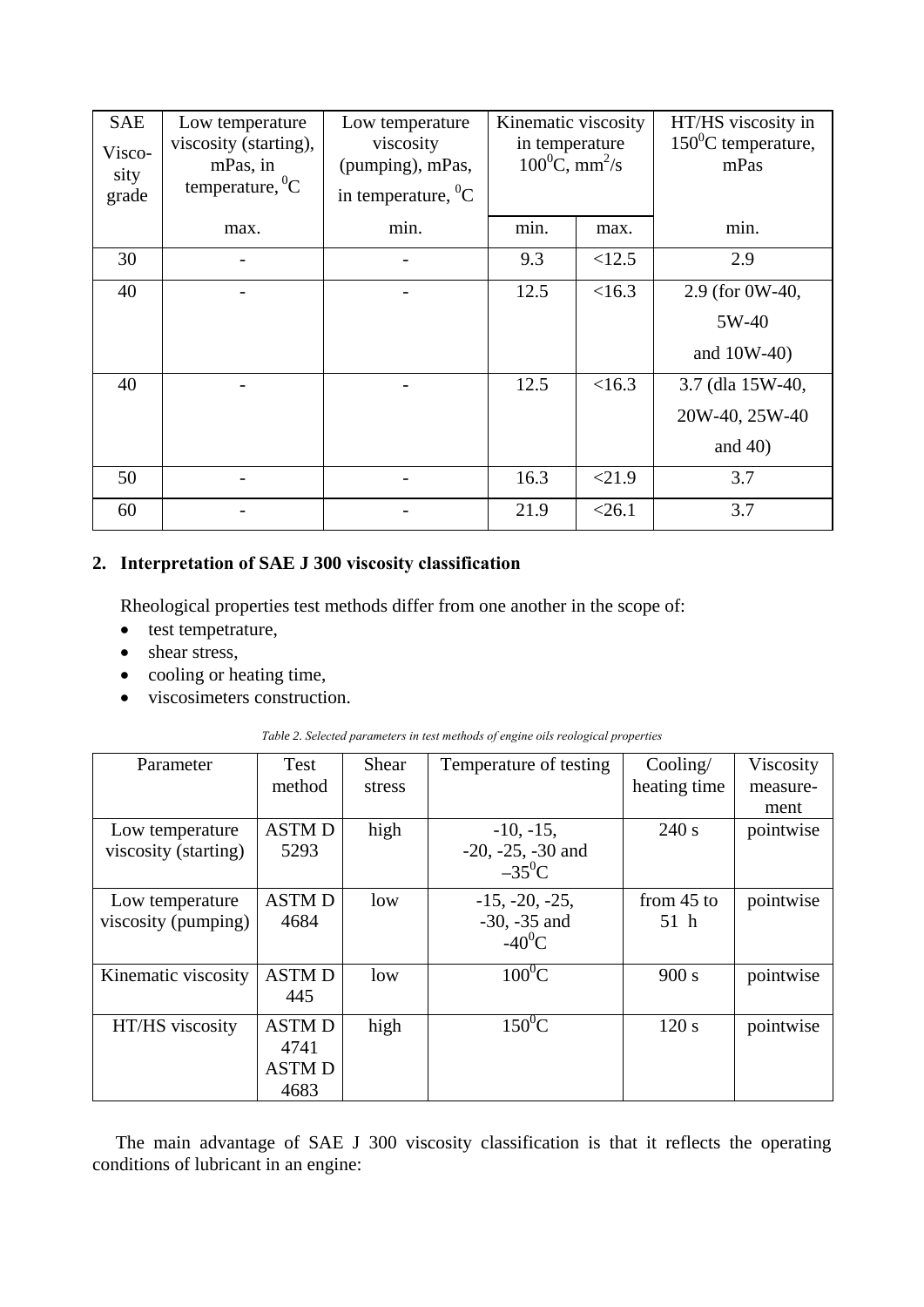| SAE Visco-sity grade | Low temperature viscosity (starting), mPas, in temperature, $^0$C | Low temperature viscosity (pumping), mPas, in temperature, $^0$C | Kinematic viscosity in temperature $100^0$C, mm$^2$/s | | HT/HS viscosity in $150^0$C temperature, mPas |
|---|---|---|---|---|---|
| | max. | min. | min. | max. | min. |
| 30 | - | - | 9.3 | <12.5 | 2.9 |
| 40 | - | - | 12.5 | <16.3 | 2.9 (for 0W-40, 5W-40 and 10W-40) |
| 40 | - | - | 12.5 | <16.3 | 3.7 (dla 15W-40, 20W-40, 25W-40 and 40) |
| 50 | - | - | 16.3 | <21.9 | 3.7 |
| 60 | - | - | 21.9 | <26.1 | 3.7 |

## 2. Interpretation of SAE J 300 viscosity classification

Rheological properties test methods differ from one another in the scope of:

- test tempetrature,
- shear stress,
- cooling or heating time,
- viscosimeters construction.

*Table 2. Selected parameters in test methods of engine oils reological properties*

| Parameter | Test method | Shear stress | Temperature of testing | Cooling/ heating time | Viscosity measure-ment |
|---|---|---|---|---|---|
| Low temperature viscosity (starting) | ASTM D 5293 | high | -10, -15, -20, -25, -30 and $-35^0$C | 240 s | pointwise |
| Low temperature viscosity (pumping) | ASTM D 4684 | low | -15, -20, -25, -30, -35 and $-40^0$C | from 45 to 51 h | pointwise |
| Kinematic viscosity | ASTM D 445 | low | $100^0$C | 900 s | pointwise |
| HT/HS viscosity | ASTM D 4741 ASTM D 4683 | high | $150^0$C | 120 s | pointwise |

The main advantage of SAE J 300 viscosity classification is that it reflects the operating conditions of lubricant in an engine: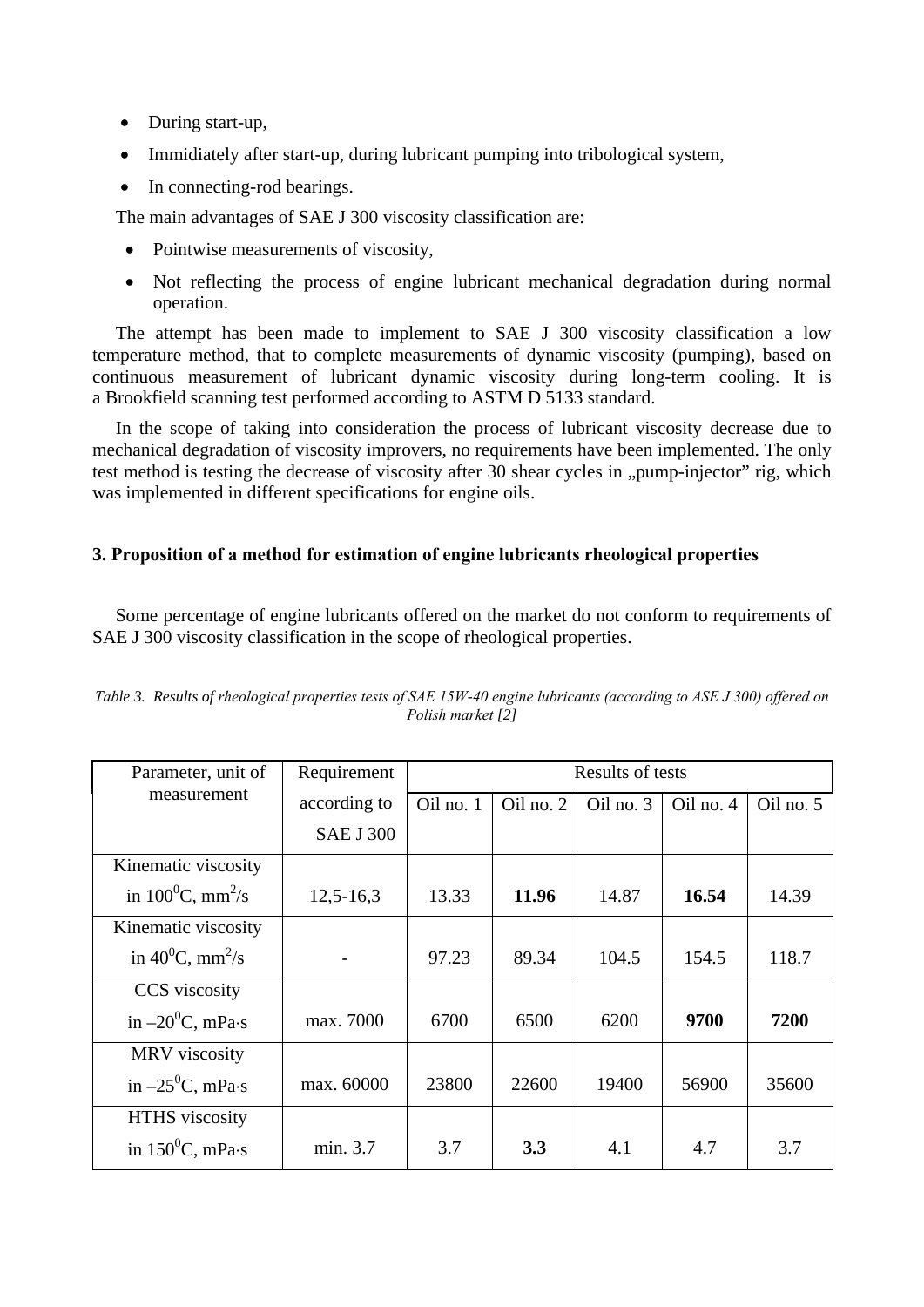- During start-up,
- Immidiately after start-up, during lubricant pumping into tribological system,
- In connecting-rod bearings.

The main advantages of SAE J 300 viscosity classification are:

- Pointwise measurements of viscosity,
- Not reflecting the process of engine lubricant mechanical degradation during normal operation.

The attempt has been made to implement to SAE J 300 viscosity classification a low temperature method, that to complete measurements of dynamic viscosity (pumping), based on continuous measurement of lubricant dynamic viscosity during long-term cooling. It is a Brookfield scanning test performed according to ASTM D 5133 standard.

In the scope of taking into consideration the process of lubricant viscosity decrease due to mechanical degradation of viscosity improvers, no requirements have been implemented. The only test method is testing the decrease of viscosity after 30 shear cycles in „pump-injector" rig, which was implemented in different specifications for engine oils.

### 3. Proposition of a method for estimation of engine lubricants rheological properties

Some percentage of engine lubricants offered on the market do not conform to requirements of SAE J 300 viscosity classification in the scope of rheological properties.

*Table 3. Results of rheological properties tests of SAE 15W-40 engine lubricants (according to ASE J 300) offered on Polish market [2]*

| Parameter, unit of measurement | Requirement according to SAE J 300 | Results of tests | | | | |
|---|---|---|---|---|---|---|
| | | Oil no. 1 | Oil no. 2 | Oil no. 3 | Oil no. 4 | Oil no. 5 |
| Kinematic viscosity in $100^0$C, $mm^2/s$ | 12,5-16,3 | 13.33 | **11.96** | 14.87 | **16.54** | 14.39 |
| Kinematic viscosity in $40^0$C, $mm^2/s$ | - | 97.23 | 89.34 | 104.5 | 154.5 | 118.7 |
| CCS viscosity in $-20^0$C, mPa·s | max. 7000 | 6700 | 6500 | 6200 | **9700** | **7200** |
| MRV viscosity in $-25^0$C, mPa·s | max. 60000 | 23800 | 22600 | 19400 | 56900 | 35600 |
| HTHS viscosity in $150^0$C, mPa·s | min. 3.7 | 3.7 | **3.3** | 4.1 | 4.7 | 3.7 |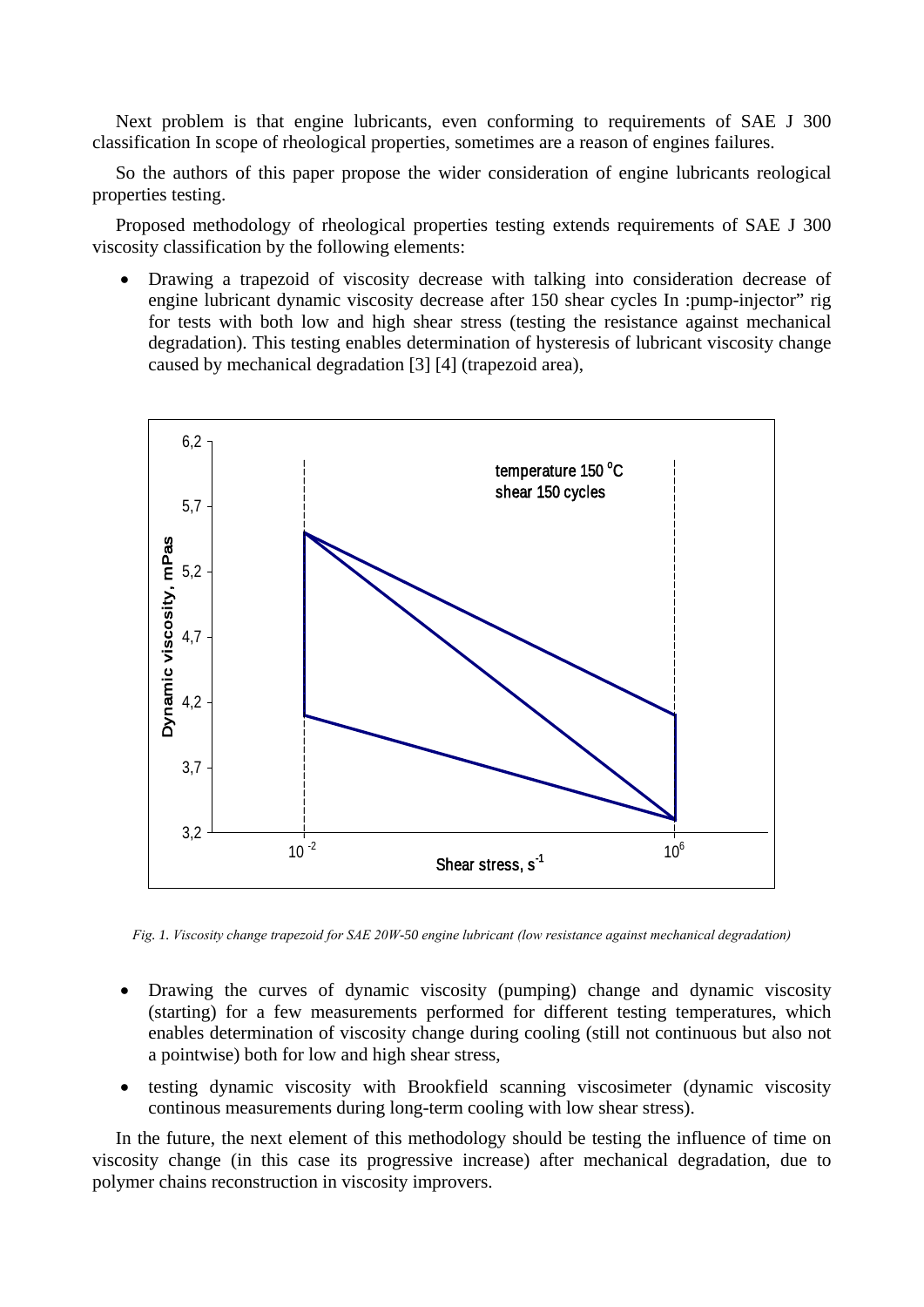Next problem is that engine lubricants, even conforming to requirements of SAE J 300 classification In scope of rheological properties, sometimes are a reason of engines failures.

So the authors of this paper propose the wider consideration of engine lubricants reological properties testing.

Proposed methodology of rheological properties testing extends requirements of SAE J 300 viscosity classification by the following elements:

- Drawing a trapezoid of viscosity decrease with talking into consideration decrease of engine lubricant dynamic viscosity decrease after 150 shear cycles In :pump-injector" rig for tests with both low and high shear stress (testing the resistance against mechanical degradation). This testing enables determination of hysteresis of lubricant viscosity change caused by mechanical degradation [3] [4] (trapezoid area),

6,2
5,7
5,2
4,7
4,2
3,7
3,2
Dynamic viscosity, mPas
temperature 150 $^{o}$C
shear 150 cycles
$10^{-2}$
$10^{6}$
Shear stress, $s^{-1}$

*Fig. 1. Viscosity change trapezoid for SAE 20W-50 engine lubricant (low resistance against mechanical degradation)*

- Drawing the curves of dynamic viscosity (pumping) change and dynamic viscosity (starting) for a few measurements performed for different testing temperatures, which enables determination of viscosity change during cooling (still not continuous but also not a pointwise) both for low and high shear stress,
- testing dynamic viscosity with Brookfield scanning viscosimeter (dynamic viscosity continous measurements during long-term cooling with low shear stress).

In the future, the next element of this methodology should be testing the influence of time on viscosity change (in this case its progressive increase) after mechanical degradation, due to polymer chains reconstruction in viscosity improvers.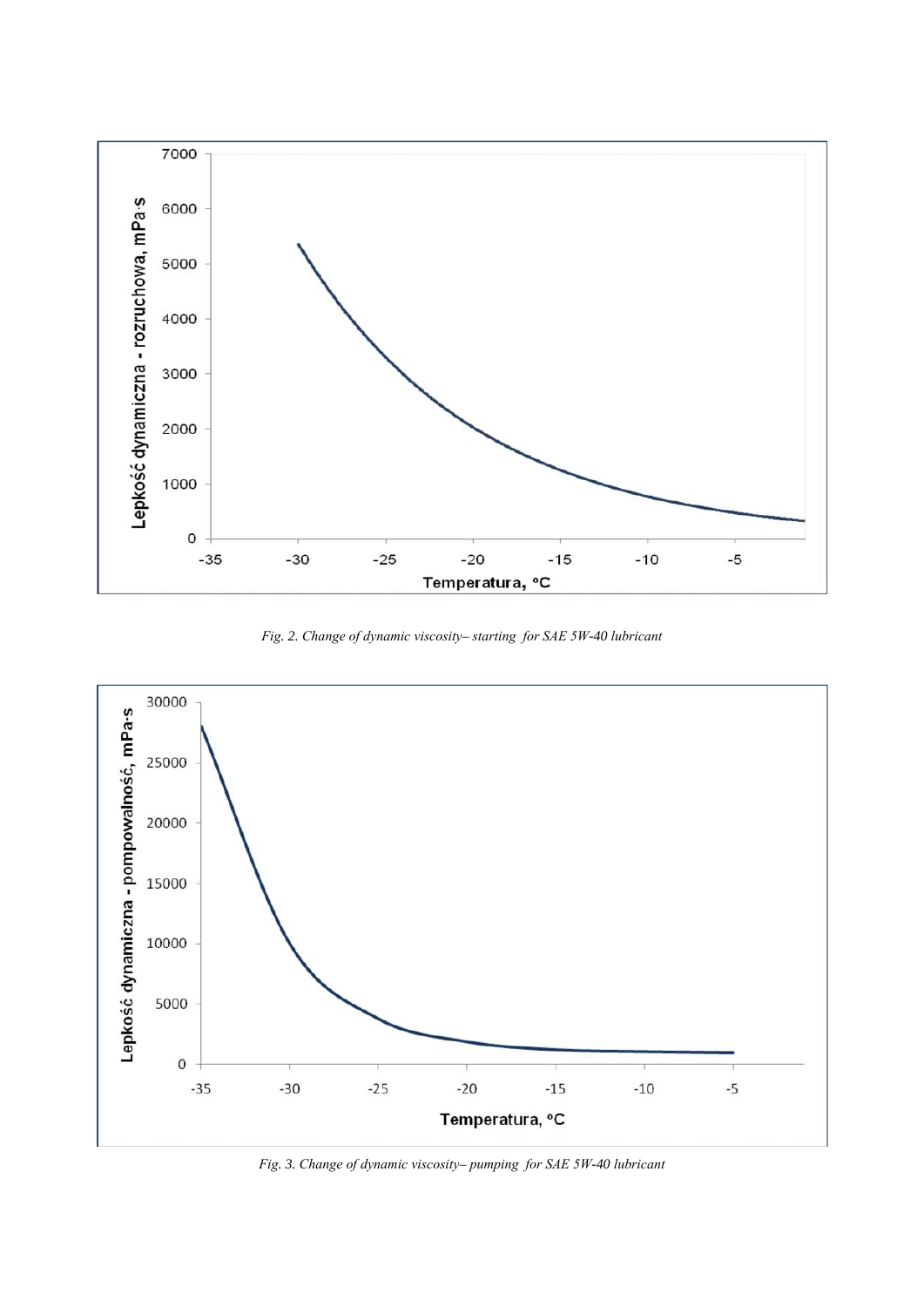7000

6000

5000

4000

3000

2000

1000

0

Lepkość dynamiczna - rozruchowa, mPa·s

-35 -30 -25 -20 -15 -10 -5

Temperatura, °C

*Fig. 2. Change of dynamic viscosity– starting for SAE 5W-40 lubricant*

30000

25000

20000

15000

10000

5000

0

Lepkość dynamiczna - pompowalność, mPa·s

-35 -30 -25 -20 -15 -10 -5

Temperatura, °C

*Fig. 3. Change of dynamic viscosity– pumping for SAE 5W-40 lubricant*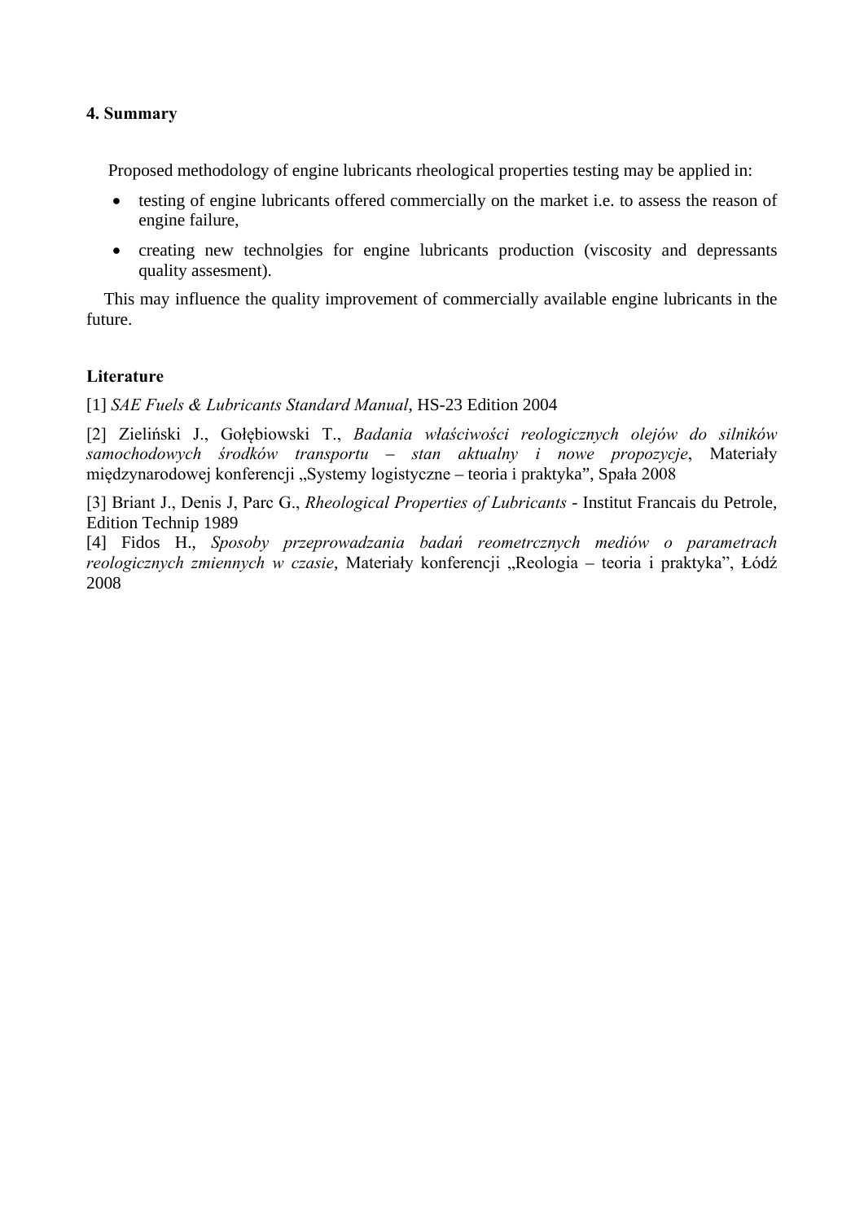## 4. Summary

Proposed methodology of engine lubricants rheological properties testing may be applied in:

- testing of engine lubricants offered commercially on the market i.e. to assess the reason of engine failure,
- creating new technolgies for engine lubricants production (viscosity and depressants quality assesment).

This may influence the quality improvement of commercially available engine lubricants in the future.

## Literature

[1] *SAE Fuels & Lubricants Standard Manual*, HS-23 Edition 2004

[2] Zieliński J., Gołębiowski T., *Badania właściwości reologicznych olejów do silników samochodowych środków transportu – stan aktualny i nowe propozycje*, Materiały międzynarodowej konferencji „Systemy logistyczne – teoria i praktyka", Spała 2008

[3] Briant J., Denis J, Parc G., *Rheological Properties of Lubricants* - Institut Francais du Petrole, Edition Technip 1989

[4] Fidos H., *Sposoby przeprowadzania badań reometrcznych mediów o parametrach reologicznych zmiennych w czasie*, Materiały konferencji „Reologia – teoria i praktyka", Łódź 2008